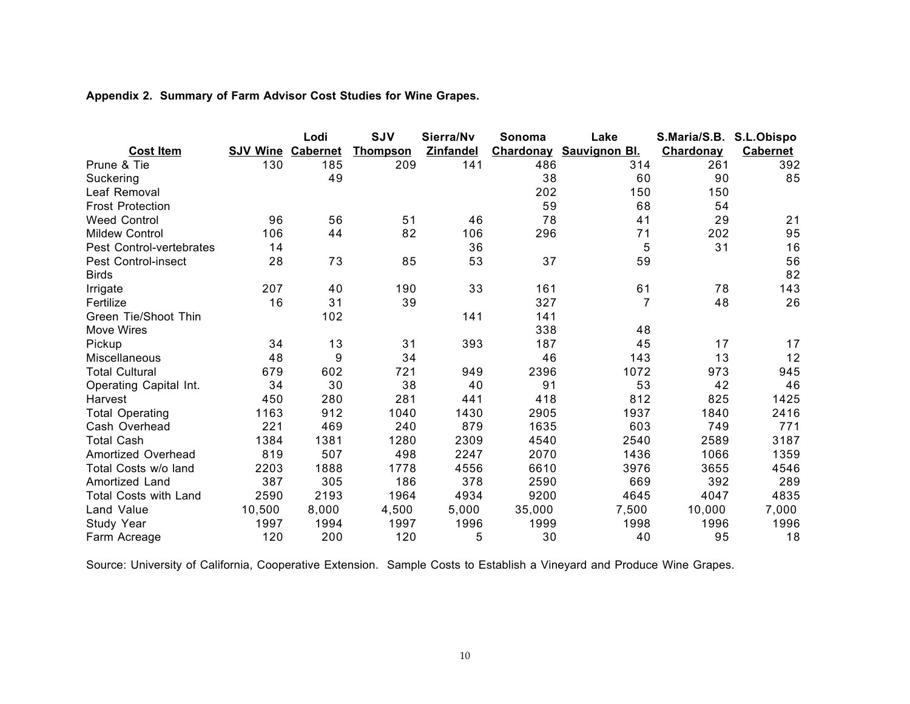**Appendix 2. Summary of Farm Advisor Cost Studies for Wine Grapes.**

| Cost Item | SJV Wine | Lodi Cabernet | SJV Thompson | Sierra/Nv Zinfandel | Sonoma Chardonay | Lake Sauvignon Bl. | S.Maria/S.B. Chardonay | S.L.Obispo Cabernet |
|---|---|---|---|---|---|---|---|---|
| Prune & Tie | 130 | 185 | 209 | 141 | 486 | 314 | 261 | 392 |
| Suckering | | 49 | | | 38 | 60 | 90 | 85 |
| Leaf Removal | | | | | 202 | 150 | 150 | |
| Frost Protection | | | | | 59 | 68 | 54 | |
| Weed Control | 96 | 56 | 51 | 46 | 78 | 41 | 29 | 21 |
| Mildew Control | 106 | 44 | 82 | 106 | 296 | 71 | 202 | 95 |
| Pest Control-vertebrates | 14 | | | 36 | | 5 | 31 | 16 |
| Pest Control-insect | 28 | 73 | 85 | 53 | 37 | 59 | | 56 |
| Birds | | | | | | | | 82 |
| Irrigate | 207 | 40 | 190 | 33 | 161 | 61 | 78 | 143 |
| Fertilize | 16 | 31 | 39 | | 327 | 7 | 48 | 26 |
| Green Tie/Shoot Thin | | 102 | | 141 | 141 | | | |
| Move Wires | | | | | 338 | 48 | | |
| Pickup | 34 | 13 | 31 | 393 | 187 | 45 | 17 | 17 |
| Miscellaneous | 48 | 9 | 34 | | 46 | 143 | 13 | 12 |
| Total Cultural | 679 | 602 | 721 | 949 | 2396 | 1072 | 973 | 945 |
| Operating Capital Int. | 34 | 30 | 38 | 40 | 91 | 53 | 42 | 46 |
| Harvest | 450 | 280 | 281 | 441 | 418 | 812 | 825 | 1425 |
| Total Operating | 1163 | 912 | 1040 | 1430 | 2905 | 1937 | 1840 | 2416 |
| Cash Overhead | 221 | 469 | 240 | 879 | 1635 | 603 | 749 | 771 |
| Total Cash | 1384 | 1381 | 1280 | 2309 | 4540 | 2540 | 2589 | 3187 |
| Amortized Overhead | 819 | 507 | 498 | 2247 | 2070 | 1436 | 1066 | 1359 |
| Total Costs w/o land | 2203 | 1888 | 1778 | 4556 | 6610 | 3976 | 3655 | 4546 |
| Amortized Land | 387 | 305 | 186 | 378 | 2590 | 669 | 392 | 289 |
| Total Costs with Land | 2590 | 2193 | 1964 | 4934 | 9200 | 4645 | 4047 | 4835 |
| Land Value | 10,500 | 8,000 | 4,500 | 5,000 | 35,000 | 7,500 | 10,000 | 7,000 |
| Study Year | 1997 | 1994 | 1997 | 1996 | 1999 | 1998 | 1996 | 1996 |
| Farm Acreage | 120 | 200 | 120 | 5 | 30 | 40 | 95 | 18 |

Source: University of California, Cooperative Extension. Sample Costs to Establish a Vineyard and Produce Wine Grapes.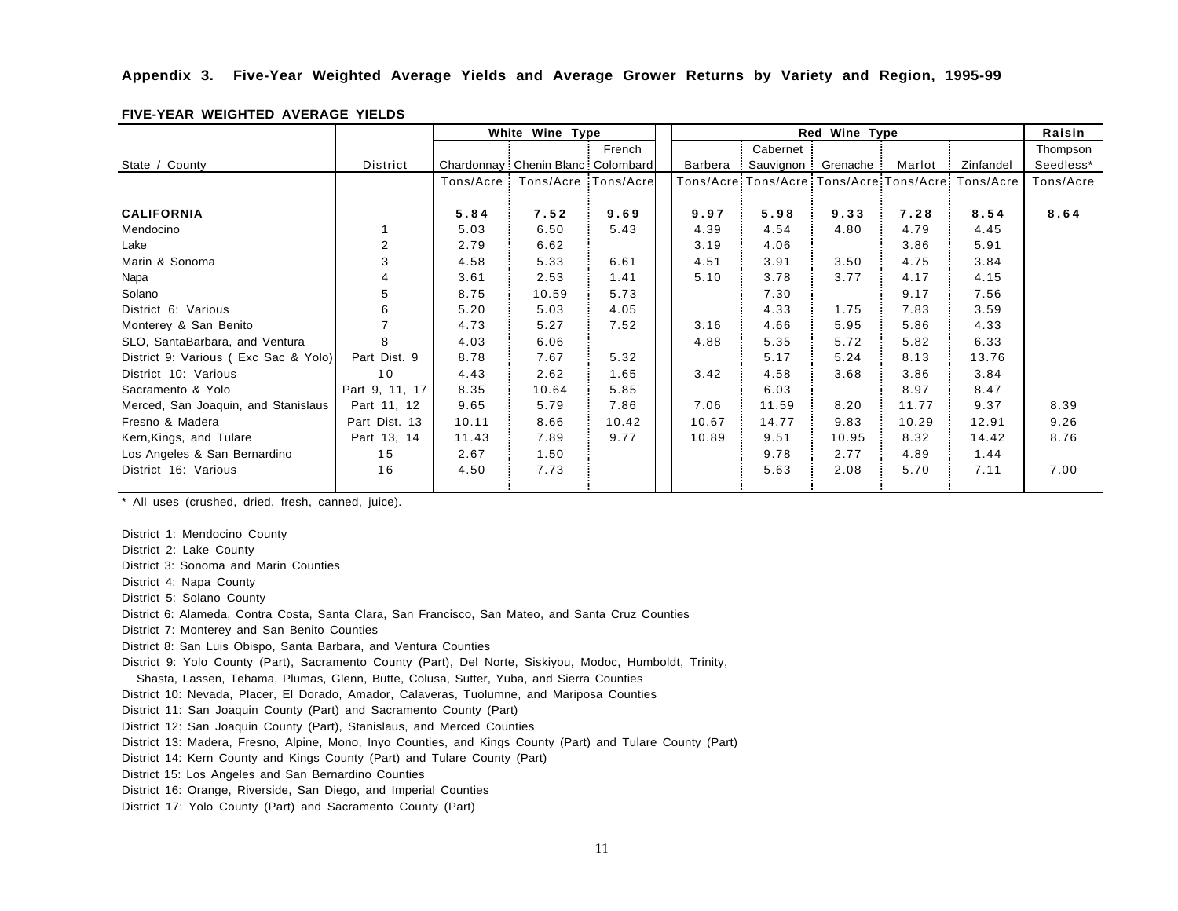**Appendix 3. Five-Year Weighted Average Yields and Average Grower Returns by Variety and Region, 1995-99**

**FIVE-YEAR WEIGHTED AVERAGE YIELDS**

| | | White Wine Type | | | Red Wine Type | | | | | Raisin |
|---|---|---|---|---|---|---|---|---|---|---|
| State / County | District | Chardonnay | Chenin Blanc | French Colombard | Barbera | Cabernet Sauvignon | Grenache | Marlot | Zinfandel | Thompson Seedless* |
| | | Tons/Acre | Tons/Acre | Tons/Acre | Tons/Acre | Tons/Acre | Tons/Acre | Tons/Acre | Tons/Acre | Tons/Acre |
| **CALIFORNIA** | | **5.84** | **7.52** | **9.69** | **9.97** | **5.98** | **9.33** | **7.28** | **8.54** | **8.64** |
| Mendocino | 1 | 5.03 | 6.50 | 5.43 | 4.39 | 4.54 | 4.80 | 4.79 | 4.45 | |
| Lake | 2 | 2.79 | 6.62 | | 3.19 | 4.06 | | 3.86 | 5.91 | |
| Marin & Sonoma | 3 | 4.58 | 5.33 | 6.61 | 4.51 | 3.91 | 3.50 | 4.75 | 3.84 | |
| Napa | 4 | 3.61 | 2.53 | 1.41 | 5.10 | 3.78 | 3.77 | 4.17 | 4.15 | |
| Solano | 5 | 8.75 | 10.59 | 5.73 | | 7.30 | | 9.17 | 7.56 | |
| District 6: Various | 6 | 5.20 | 5.03 | 4.05 | | 4.33 | 1.75 | 7.83 | 3.59 | |
| Monterey & San Benito | 7 | 4.73 | 5.27 | 7.52 | 3.16 | 4.66 | 5.95 | 5.86 | 4.33 | |
| SLO, SantaBarbara, and Ventura | 8 | 4.03 | 6.06 | | 4.88 | 5.35 | 5.72 | 5.82 | 6.33 | |
| District 9: Various ( Exc Sac & Yolo) | Part Dist. 9 | 8.78 | 7.67 | 5.32 | | 5.17 | 5.24 | 8.13 | 13.76 | |
| District 10: Various | 10 | 4.43 | 2.62 | 1.65 | 3.42 | 4.58 | 3.68 | 3.86 | 3.84 | |
| Sacramento & Yolo | Part 9, 11, 17 | 8.35 | 10.64 | 5.85 | | 6.03 | | 8.97 | 8.47 | |
| Merced, San Joaquin, and Stanislaus | Part 11, 12 | 9.65 | 5.79 | 7.86 | 7.06 | 11.59 | 8.20 | 11.77 | 9.37 | 8.39 |
| Fresno & Madera | Part Dist. 13 | 10.11 | 8.66 | 10.42 | 10.67 | 14.77 | 9.83 | 10.29 | 12.91 | 9.26 |
| Kern,Kings, and Tulare | Part 13, 14 | 11.43 | 7.89 | 9.77 | 10.89 | 9.51 | 10.95 | 8.32 | 14.42 | 8.76 |
| Los Angeles & San Bernardino | 15 | 2.67 | 1.50 | | | 9.78 | 2.77 | 4.89 | 1.44 | |
| District 16: Various | 16 | 4.50 | 7.73 | | | 5.63 | 2.08 | 5.70 | 7.11 | 7.00 |

* All uses (crushed, dried, fresh, canned, juice).

District 1: Mendocino County
District 2: Lake County
District 3: Sonoma and Marin Counties
District 4: Napa County
District 5: Solano County
District 6: Alameda, Contra Costa, Santa Clara, San Francisco, San Mateo, and Santa Cruz Counties
District 7: Monterey and San Benito Counties
District 8: San Luis Obispo, Santa Barbara, and Ventura Counties
District 9: Yolo County (Part), Sacramento County (Part), Del Norte, Siskiyou, Modoc, Humboldt, Trinity, Shasta, Lassen, Tehama, Plumas, Glenn, Butte, Colusa, Sutter, Yuba, and Sierra Counties
District 10: Nevada, Placer, El Dorado, Amador, Calaveras, Tuolumne, and Mariposa Counties
District 11: San Joaquin County (Part) and Sacramento County (Part)
District 12: San Joaquin County (Part), Stanislaus, and Merced Counties
District 13: Madera, Fresno, Alpine, Mono, Inyo Counties, and Kings County (Part) and Tulare County (Part)
District 14: Kern County and Kings County (Part) and Tulare County (Part)
District 15: Los Angeles and San Bernardino Counties
District 16: Orange, Riverside, San Diego, and Imperial Counties
District 17: Yolo County (Part) and Sacramento County (Part)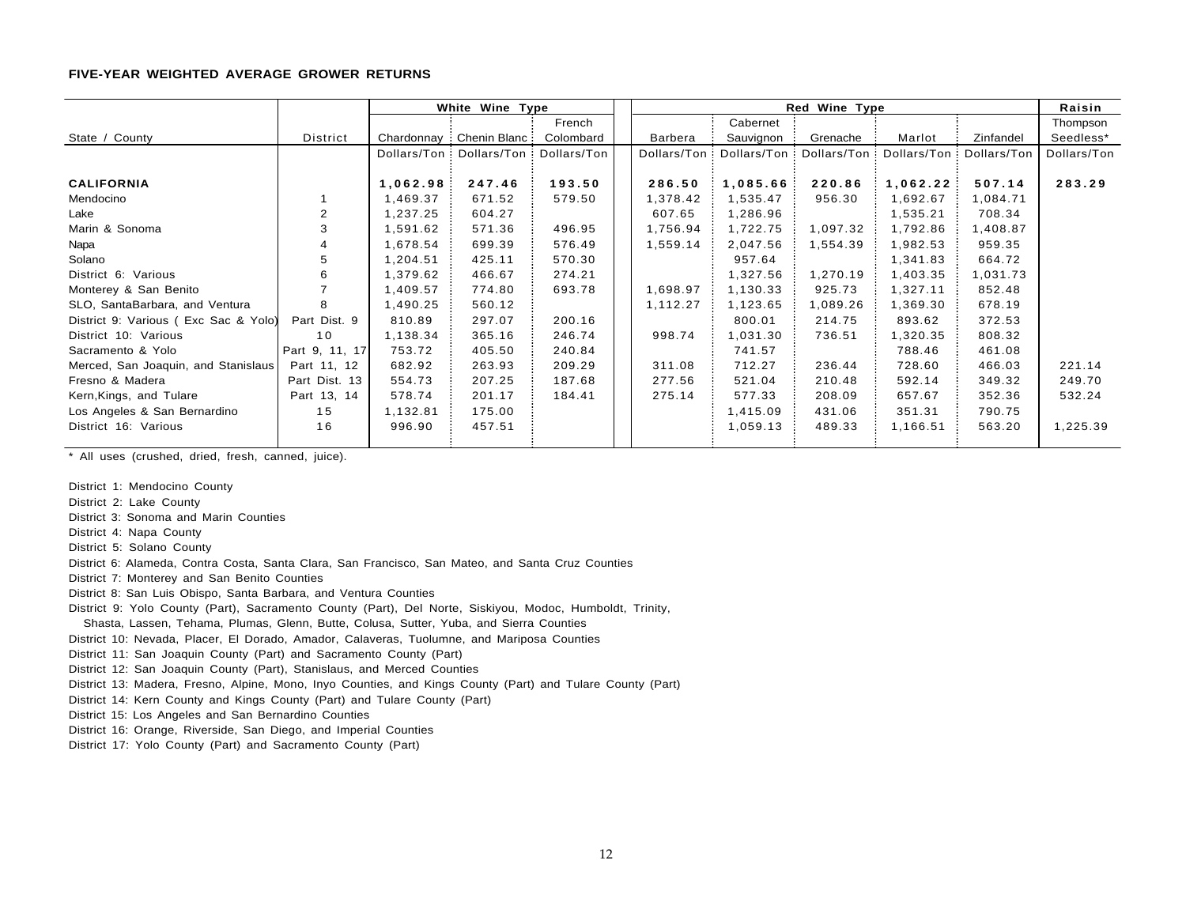**FIVE-YEAR WEIGHTED AVERAGE GROWER RETURNS**

| | | White Wine Type | | | Red Wine Type | | | | | Raisin |
|---|---|---|---|---|---|---|---|---|---|---|
| State / County | District | Chardonnay | Chenin Blanc | French Colombard | Barbera | Cabernet Sauvignon | Grenache | Marlot | Zinfandel | Thompson Seedless* |
| | | Dollars/Ton | Dollars/Ton | Dollars/Ton | Dollars/Ton | Dollars/Ton | Dollars/Ton | Dollars/Ton | Dollars/Ton | Dollars/Ton |
| **CALIFORNIA** | | **1,062.98** | **247.46** | **193.50** | **286.50** | **1,085.66** | **220.86** | **1,062.22** | **507.14** | **283.29** |
| Mendocino | 1 | 1,469.37 | 671.52 | 579.50 | 1,378.42 | 1,535.47 | 956.30 | 1,692.67 | 1,084.71 | |
| Lake | 2 | 1,237.25 | 604.27 | | 607.65 | 1,286.96 | | 1,535.21 | 708.34 | |
| Marin & Sonoma | 3 | 1,591.62 | 571.36 | 496.95 | 1,756.94 | 1,722.75 | 1,097.32 | 1,792.86 | 1,408.87 | |
| Napa | 4 | 1,678.54 | 699.39 | 576.49 | 1,559.14 | 2,047.56 | 1,554.39 | 1,982.53 | 959.35 | |
| Solano | 5 | 1,204.51 | 425.11 | 570.30 | | 957.64 | | 1,341.83 | 664.72 | |
| District 6: Various | 6 | 1,379.62 | 466.67 | 274.21 | | 1,327.56 | 1,270.19 | 1,403.35 | 1,031.73 | |
| Monterey & San Benito | 7 | 1,409.57 | 774.80 | 693.78 | 1,698.97 | 1,130.33 | 925.73 | 1,327.11 | 852.48 | |
| SLO, SantaBarbara, and Ventura | 8 | 1,490.25 | 560.12 | | 1,112.27 | 1,123.65 | 1,089.26 | 1,369.30 | 678.19 | |
| District 9: Various ( Exc Sac & Yolo) | Part Dist. 9 | 810.89 | 297.07 | 200.16 | | 800.01 | 214.75 | 893.62 | 372.53 | |
| District 10: Various | 10 | 1,138.34 | 365.16 | 246.74 | 998.74 | 1,031.30 | 736.51 | 1,320.35 | 808.32 | |
| Sacramento & Yolo | Part 9, 11, 17 | 753.72 | 405.50 | 240.84 | | 741.57 | | 788.46 | 461.08 | |
| Merced, San Joaquin, and Stanislaus | Part 11, 12 | 682.92 | 263.93 | 209.29 | 311.08 | 712.27 | 236.44 | 728.60 | 466.03 | 221.14 |
| Fresno & Madera | Part Dist. 13 | 554.73 | 207.25 | 187.68 | 277.56 | 521.04 | 210.48 | 592.14 | 349.32 | 249.70 |
| Kern,Kings, and Tulare | Part 13, 14 | 578.74 | 201.17 | 184.41 | 275.14 | 577.33 | 208.09 | 657.67 | 352.36 | 532.24 |
| Los Angeles & San Bernardino | 15 | 1,132.81 | 175.00 | | | 1,415.09 | 431.06 | 351.31 | 790.75 | |
| District 16: Various | 16 | 996.90 | 457.51 | | | 1,059.13 | 489.33 | 1,166.51 | 563.20 | 1,225.39 |

\* All uses (crushed, dried, fresh, canned, juice).

District 1: Mendocino County
District 2: Lake County
District 3: Sonoma and Marin Counties
District 4: Napa County
District 5: Solano County
District 6: Alameda, Contra Costa, Santa Clara, San Francisco, San Mateo, and Santa Cruz Counties
District 7: Monterey and San Benito Counties
District 8: San Luis Obispo, Santa Barbara, and Ventura Counties
District 9: Yolo County (Part), Sacramento County (Part), Del Norte, Siskiyou, Modoc, Humboldt, Trinity, Shasta, Lassen, Tehama, Plumas, Glenn, Butte, Colusa, Sutter, Yuba, and Sierra Counties
District 10: Nevada, Placer, El Dorado, Amador, Calaveras, Tuolumne, and Mariposa Counties
District 11: San Joaquin County (Part) and Sacramento County (Part)
District 12: San Joaquin County (Part), Stanislaus, and Merced Counties
District 13: Madera, Fresno, Alpine, Mono, Inyo Counties, and Kings County (Part) and Tulare County (Part)
District 14: Kern County and Kings County (Part) and Tulare County (Part)
District 15: Los Angeles and San Bernardino Counties
District 16: Orange, Riverside, San Diego, and Imperial Counties
District 17: Yolo County (Part) and Sacramento County (Part)